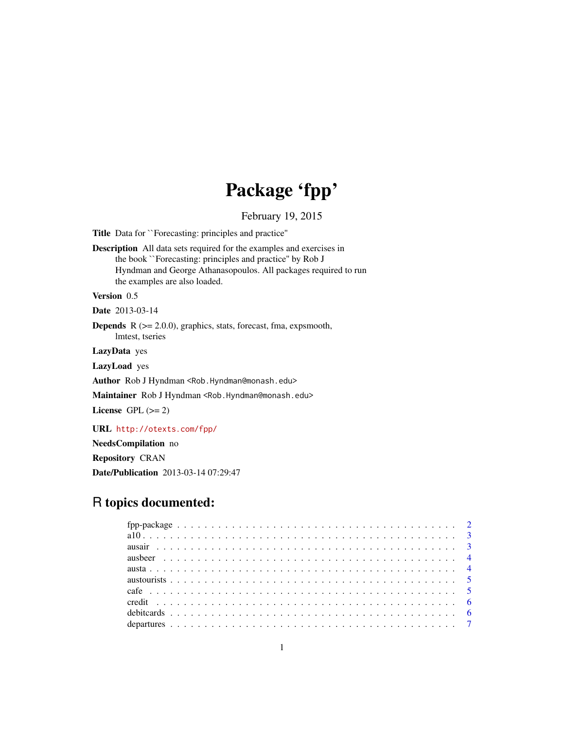# Package 'fpp'

February 19, 2015

**Title** Data for ``Forecasting: principles and practice''

**Description** All data sets required for the examples and exercises in the book ``Forecasting: principles and practice'' by Rob J Hyndman and George Athanasopoulos. All packages required to run the examples are also loaded.

**Version** 0.5

**Date** 2013-03-14

**Depends** R (>= 2.0.0), graphics, stats, forecast, fma, expsmooth, lmtest, tseries

**LazyData** yes

**LazyLoad** yes

**Author** Rob J Hyndman <Rob.Hyndman@monash.edu>

**Maintainer** Rob J Hyndman <Rob.Hyndman@monash.edu>

**License** GPL (>= 2)

**URL** http://otexts.com/fpp/

**NeedsCompilation** no

**Repository** CRAN

**Date/Publication** 2013-03-14 07:29:47

## R topics documented:

- fpp-package . . . . . . . . . . 2
- a10 . . . . . . . . . . 3
- ausair . . . . . . . . . . 3
- ausbeer . . . . . . . . . . 4
- austa . . . . . . . . . . 4
- austourists . . . . . . . . . . 5
- cafe . . . . . . . . . . 5
- credit . . . . . . . . . . 6
- debitcards . . . . . . . . . . 6
- departures . . . . . . . . . . 7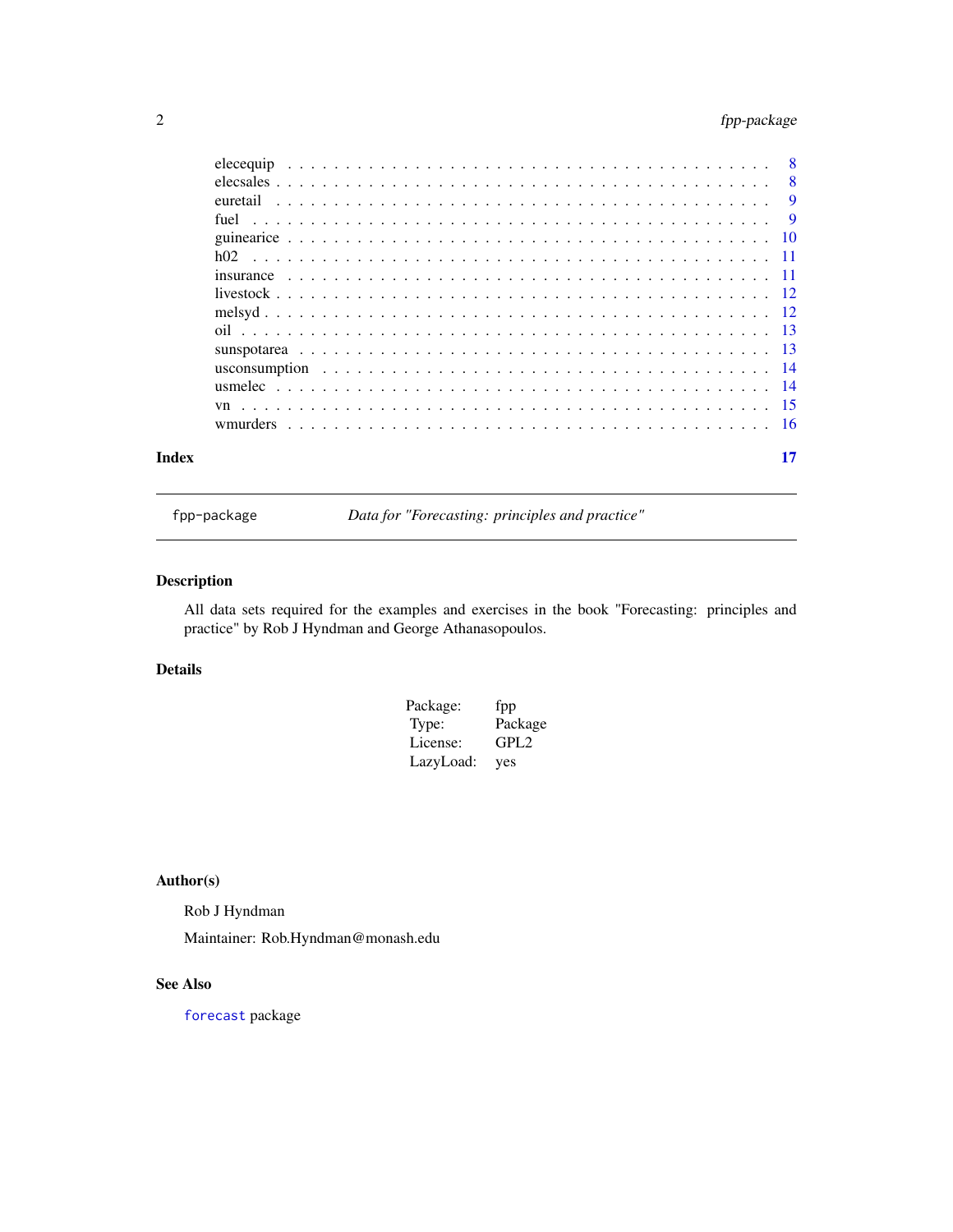| | |
|---|---|
| elecequip | 8 |
| elecsales | 8 |
| euretail | 9 |
| fuel | 9 |
| guinearice | 10 |
| h02 | 11 |
| insurance | 11 |
| livestock | 12 |
| melsyd | 12 |
| oil | 13 |
| sunspotarea | 13 |
| usconsumption | 14 |
| usmelec | 14 |
| vn | 15 |
| wmurders | 16 |

**Index** **17**

---

`fpp-package` *Data for "Forecasting: principles and practice"*

---

## Description

All data sets required for the examples and exercises in the book "Forecasting: principles and practice" by Rob J Hyndman and George Athanasopoulos.

## Details

| | |
|---|---|
| Package: | fpp |
| Type: | Package |
| License: | GPL2 |
| LazyLoad: | yes |

## Author(s)

Rob J Hyndman

Maintainer: Rob.Hyndman@monash.edu

## See Also

`forecast` package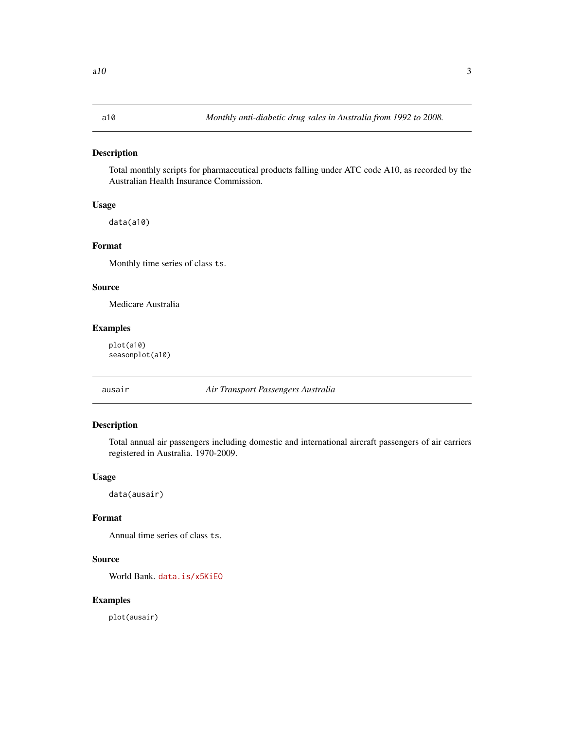## a10 — *Monthly anti-diabetic drug sales in Australia from 1992 to 2008.*

### Description

Total monthly scripts for pharmaceutical products falling under ATC code A10, as recorded by the Australian Health Insurance Commission.

### Usage

```
data(a10)
```

### Format

Monthly time series of class `ts`.

### Source

Medicare Australia

### Examples

```
plot(a10)
seasonplot(a10)
```

## ausair — *Air Transport Passengers Australia*

### Description

Total annual air passengers including domestic and international aircraft passengers of air carriers registered in Australia. 1970-2009.

### Usage

```
data(ausair)
```

### Format

Annual time series of class `ts`.

### Source

World Bank. data.is/x5KiEO

### Examples

```
plot(ausair)
```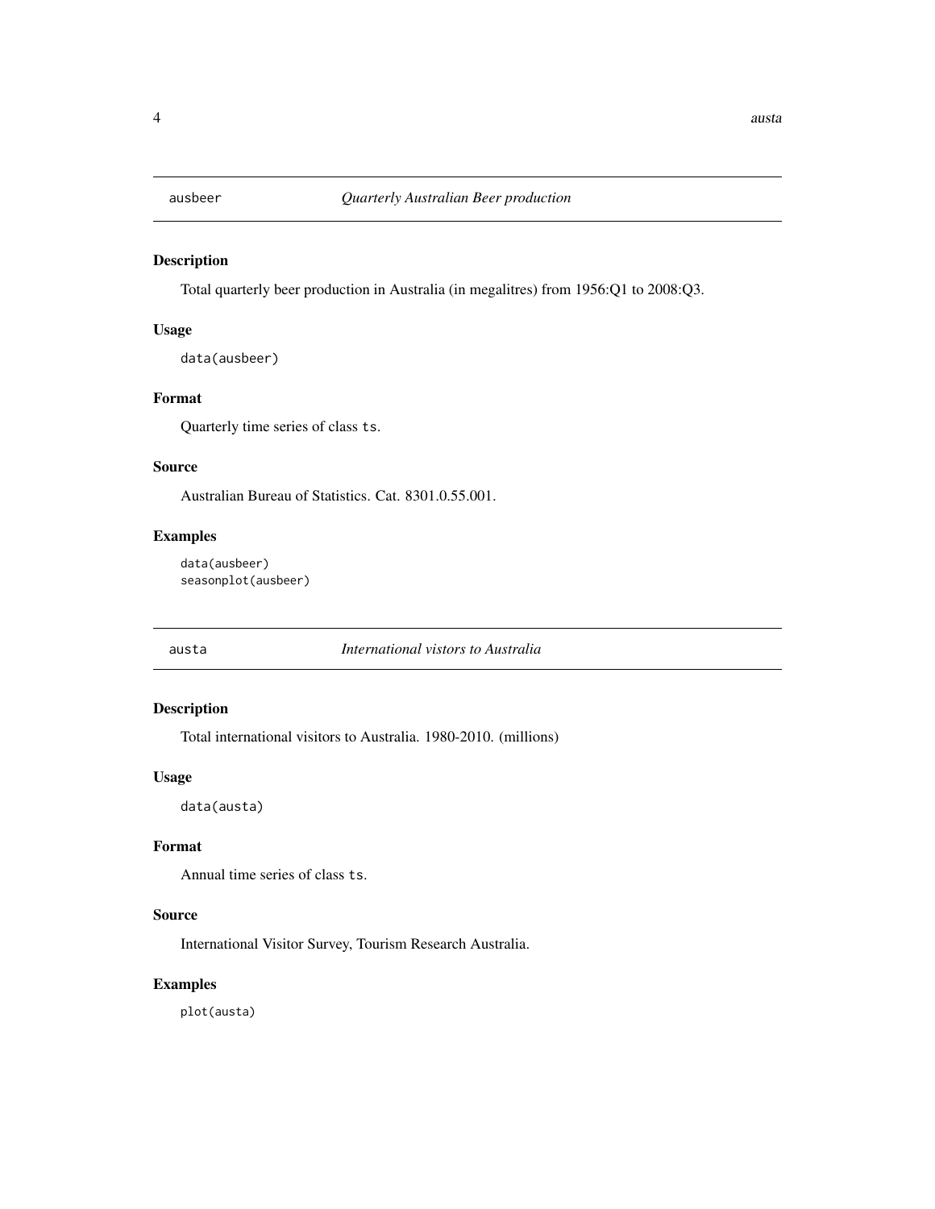## ausbeer *Quarterly Australian Beer production*

### Description

Total quarterly beer production in Australia (in megalitres) from 1956:Q1 to 2008:Q3.

### Usage

```
data(ausbeer)
```

### Format

Quarterly time series of class ts.

### Source

Australian Bureau of Statistics. Cat. 8301.0.55.001.

### Examples

```
data(ausbeer)
seasonplot(ausbeer)
```

## austa *International vistors to Australia*

### Description

Total international visitors to Australia. 1980-2010. (millions)

### Usage

```
data(austa)
```

### Format

Annual time series of class ts.

### Source

International Visitor Survey, Tourism Research Australia.

### Examples

```
plot(austa)
```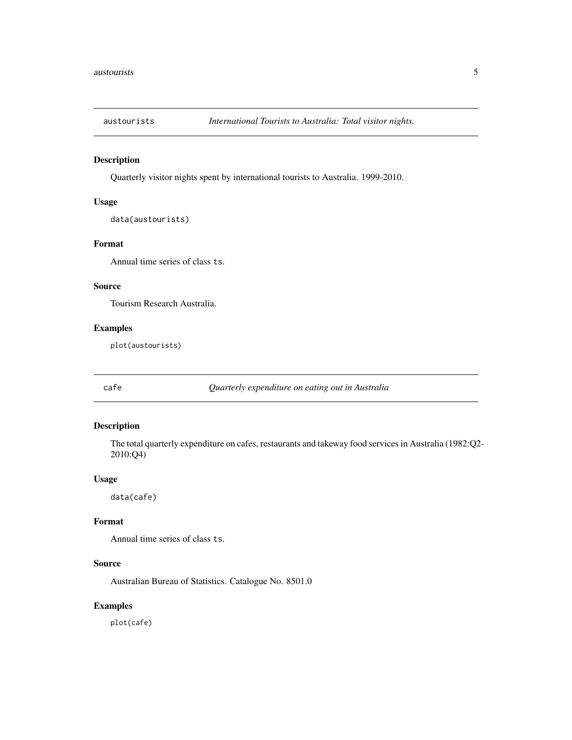## austourists — *International Tourists to Australia: Total visitor nights.*

### Description

Quarterly visitor nights spent by international tourists to Australia. 1999-2010.

### Usage

```
data(austourists)
```

### Format

Annual time series of class `ts`.

### Source

Tourism Research Australia.

### Examples

```
plot(austourists)
```

## cafe — *Quarterly expenditure on eating out in Australia*

### Description

The total quarterly expenditure on cafes, restaurants and takeway food services in Australia (1982:Q2-2010:Q4)

### Usage

```
data(cafe)
```

### Format

Annual time series of class `ts`.

### Source

Australian Bureau of Statistics. Catalogue No. 8501.0

### Examples

```
plot(cafe)
```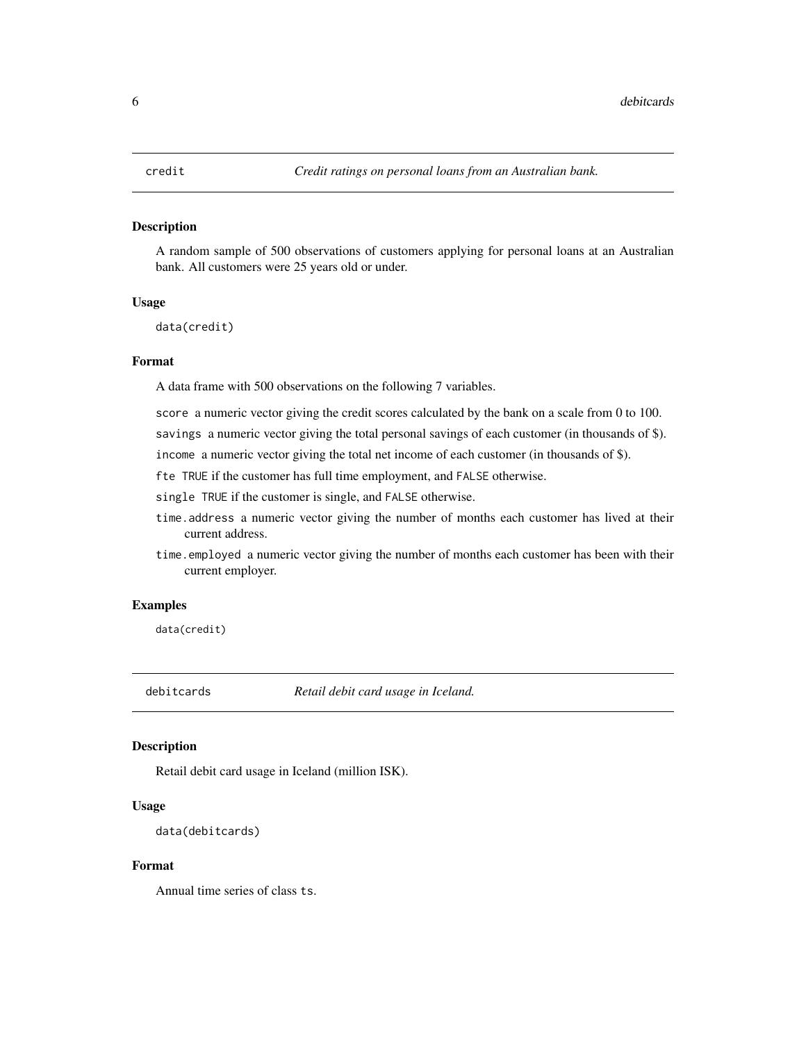## credit — *Credit ratings on personal loans from an Australian bank.*

### Description

A random sample of 500 observations of customers applying for personal loans at an Australian bank. All customers were 25 years old or under.

### Usage

```
data(credit)
```

### Format

A data frame with 500 observations on the following 7 variables.

- `score` a numeric vector giving the credit scores calculated by the bank on a scale from 0 to 100.
- `savings` a numeric vector giving the total personal savings of each customer (in thousands of $).
- `income` a numeric vector giving the total net income of each customer (in thousands of $).
- `fte` `TRUE` if the customer has full time employment, and `FALSE` otherwise.
- `single` `TRUE` if the customer is single, and `FALSE` otherwise.
- `time.address` a numeric vector giving the number of months each customer has lived at their current address.
- `time.employed` a numeric vector giving the number of months each customer has been with their current employer.

### Examples

```
data(credit)
```

## debitcards — *Retail debit card usage in Iceland.*

### Description

Retail debit card usage in Iceland (million ISK).

### Usage

```
data(debitcards)
```

### Format

Annual time series of class `ts`.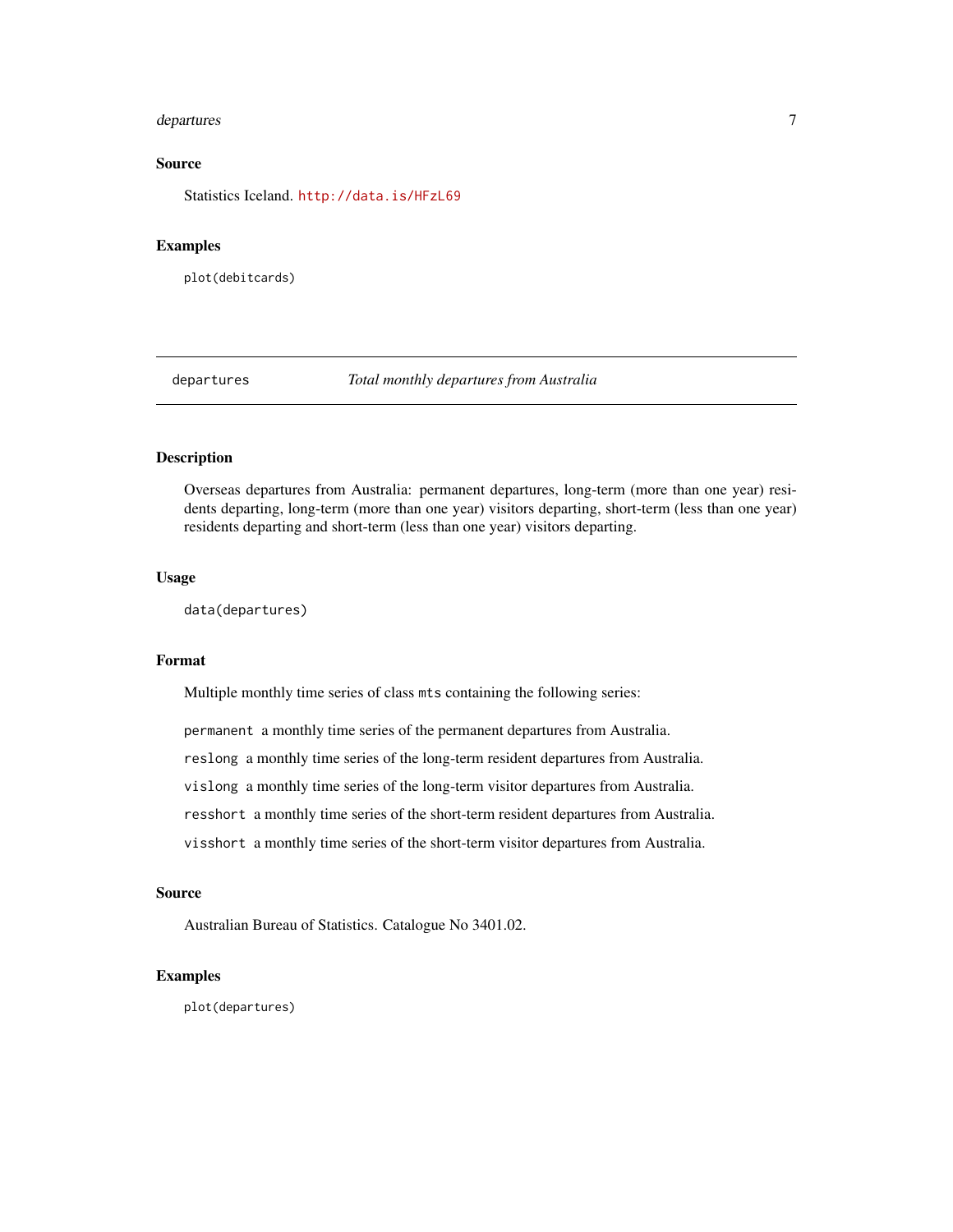### Source

Statistics Iceland. http://data.is/HFzL69

### Examples

```
plot(debitcards)
```

---

## departures — *Total monthly departures from Australia*

---

### Description

Overseas departures from Australia: permanent departures, long-term (more than one year) residents departing, long-term (more than one year) visitors departing, short-term (less than one year) residents departing and short-term (less than one year) visitors departing.

### Usage

```
data(departures)
```

### Format

Multiple monthly time series of class `mts` containing the following series:

- `permanent` a monthly time series of the permanent departures from Australia.
- `reslong` a monthly time series of the long-term resident departures from Australia.
- `vislong` a monthly time series of the long-term visitor departures from Australia.
- `resshort` a monthly time series of the short-term resident departures from Australia.
- `visshort` a monthly time series of the short-term visitor departures from Australia.

### Source

Australian Bureau of Statistics. Catalogue No 3401.02.

### Examples

```
plot(departures)
```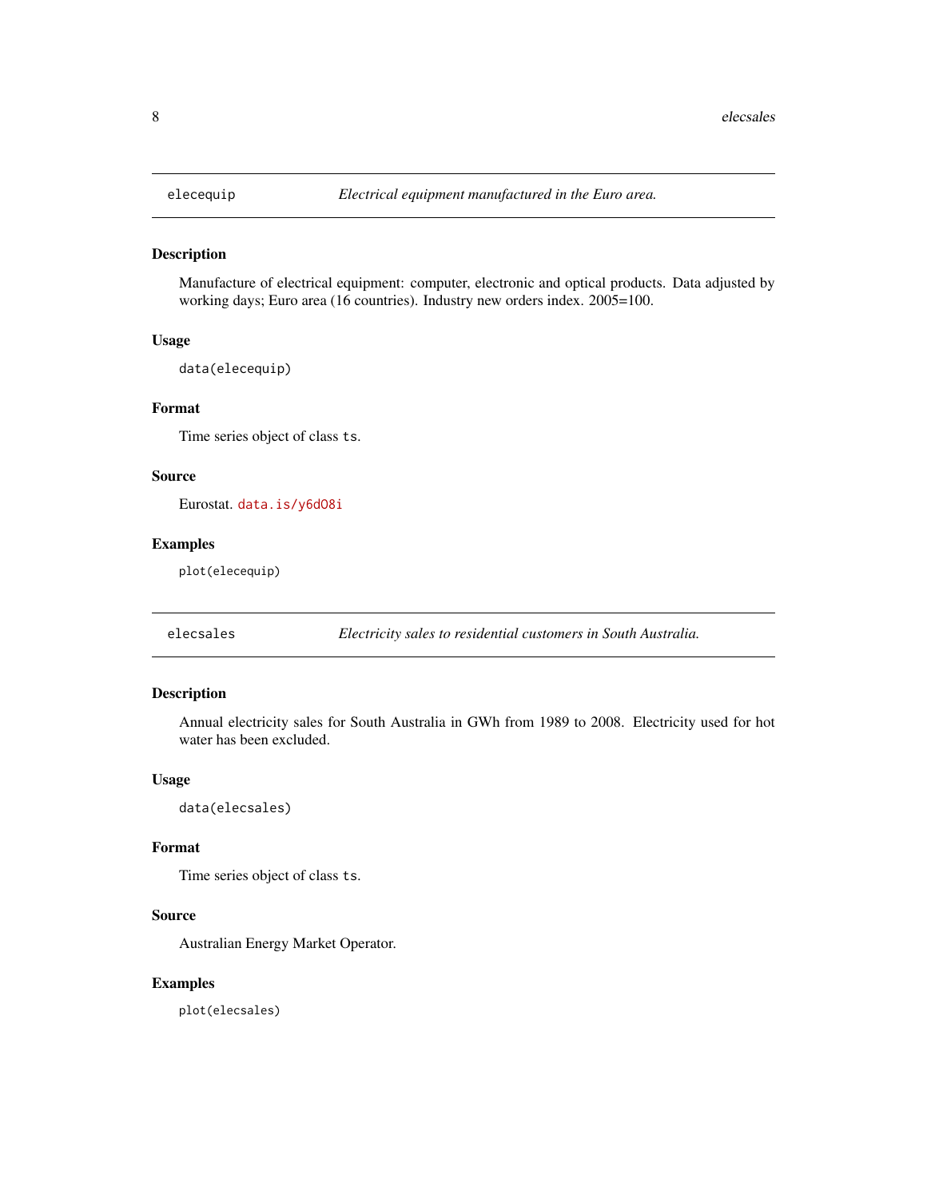## elecequip — *Electrical equipment manufactured in the Euro area.*

### Description

Manufacture of electrical equipment: computer, electronic and optical products. Data adjusted by working days; Euro area (16 countries). Industry new orders index. 2005=100.

### Usage

```
data(elecequip)
```

### Format

Time series object of class `ts`.

### Source

Eurostat. data.is/y6dO8i

### Examples

```
plot(elecequip)
```

## elecsales — *Electricity sales to residential customers in South Australia.*

### Description

Annual electricity sales for South Australia in GWh from 1989 to 2008. Electricity used for hot water has been excluded.

### Usage

```
data(elecsales)
```

### Format

Time series object of class `ts`.

### Source

Australian Energy Market Operator.

### Examples

```
plot(elecsales)
```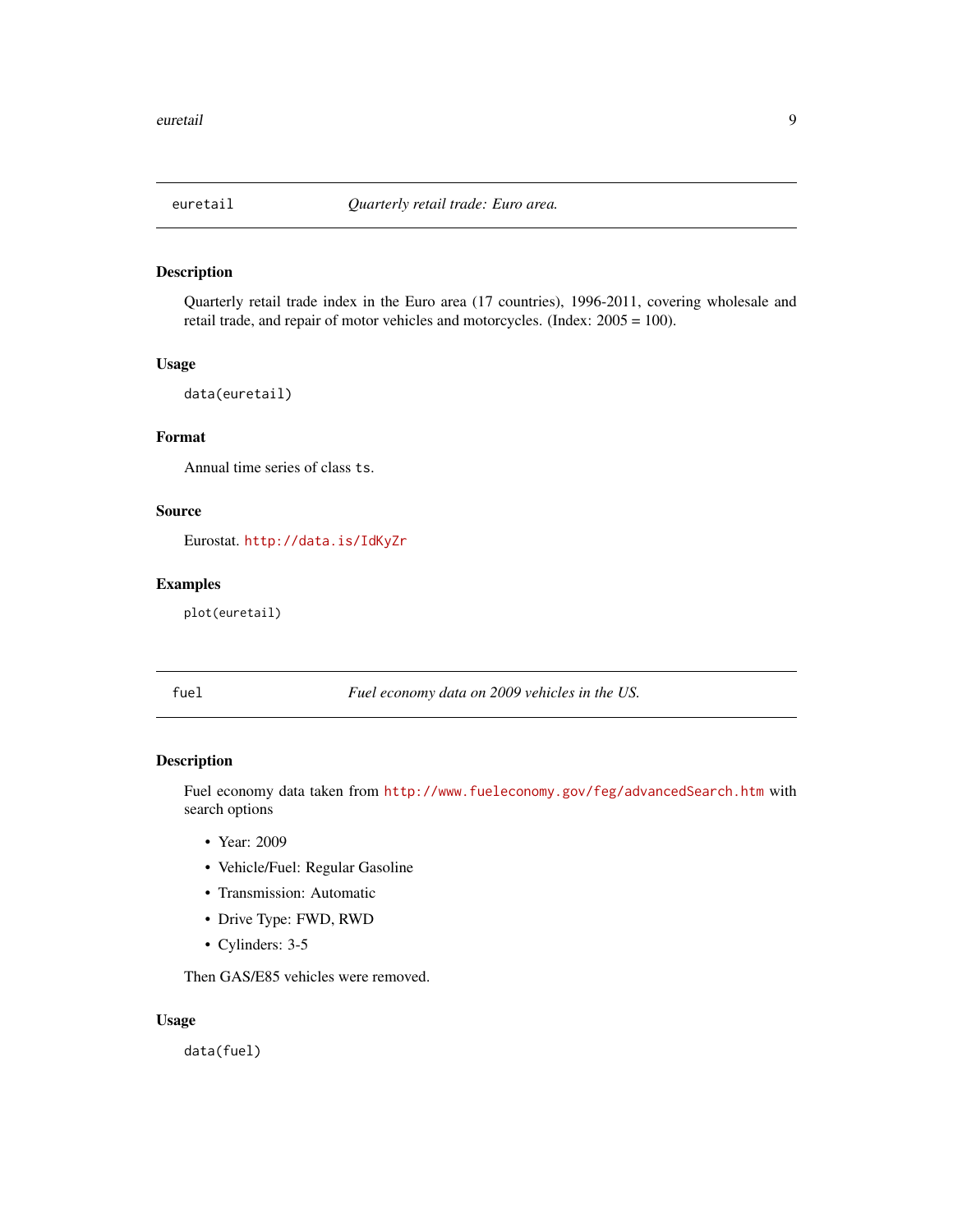## euretail — *Quarterly retail trade: Euro area.*

### Description

Quarterly retail trade index in the Euro area (17 countries), 1996-2011, covering wholesale and retail trade, and repair of motor vehicles and motorcycles. (Index: 2005 = 100).

### Usage

```
data(euretail)
```

### Format

Annual time series of class `ts`.

### Source

Eurostat. http://data.is/IdKyZr

### Examples

```
plot(euretail)
```

## fuel — *Fuel economy data on 2009 vehicles in the US.*

### Description

Fuel economy data taken from http://www.fueleconomy.gov/feg/advancedSearch.htm with search options

- Year: 2009
- Vehicle/Fuel: Regular Gasoline
- Transmission: Automatic
- Drive Type: FWD, RWD
- Cylinders: 3-5

Then GAS/E85 vehicles were removed.

### Usage

```
data(fuel)
```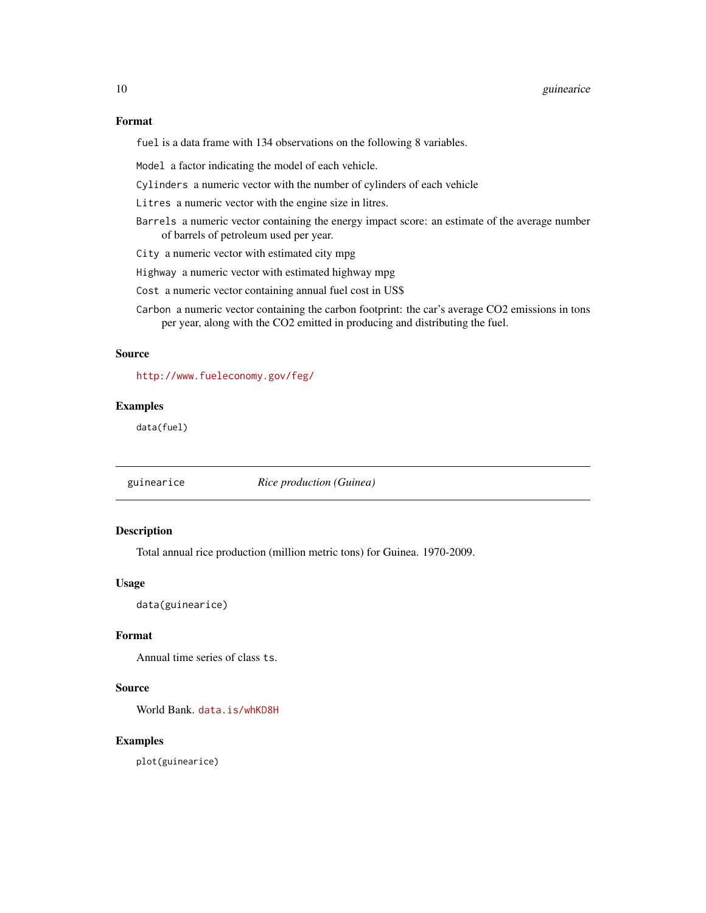### Format

`fuel` is a data frame with 134 observations on the following 8 variables.

- `Model` a factor indicating the model of each vehicle.
- `Cylinders` a numeric vector with the number of cylinders of each vehicle
- `Litres` a numeric vector with the engine size in litres.
- `Barrels` a numeric vector containing the energy impact score: an estimate of the average number of barrels of petroleum used per year.
- `City` a numeric vector with estimated city mpg
- `Highway` a numeric vector with estimated highway mpg
- `Cost` a numeric vector containing annual fuel cost in US$
- `Carbon` a numeric vector containing the carbon footprint: the car's average $CO_2$ emissions in tons per year, along with the $CO_2$ emitted in producing and distributing the fuel.

### Source

http://www.fueleconomy.gov/feg/

### Examples

```
data(fuel)
```

---

## guinearice *Rice production (Guinea)*

---

### Description

Total annual rice production (million metric tons) for Guinea. 1970-2009.

### Usage

```
data(guinearice)
```

### Format

Annual time series of class `ts`.

### Source

World Bank. data.is/whKD8H

### Examples

```
plot(guinearice)
```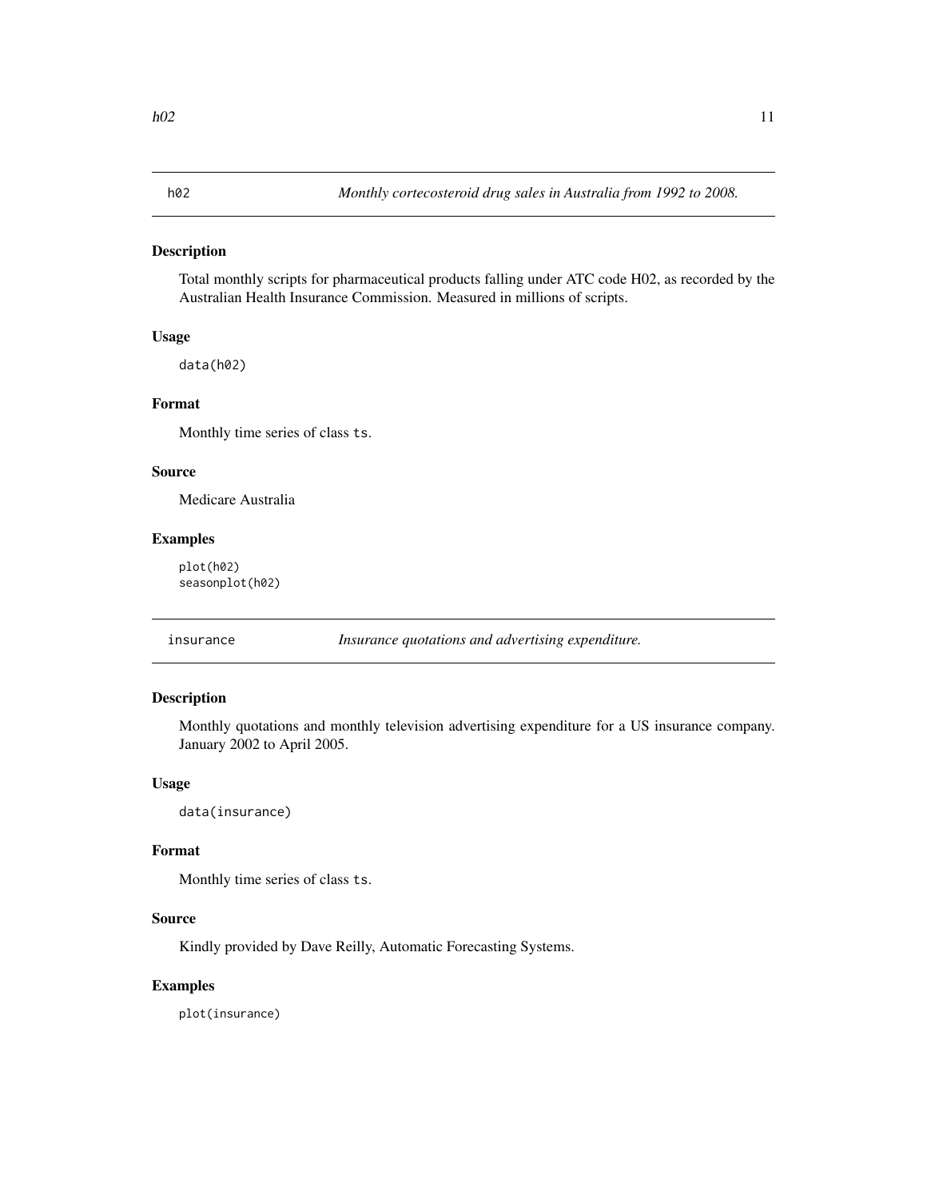## h02 *Monthly cortecosteroid drug sales in Australia from 1992 to 2008.*

### Description

Total monthly scripts for pharmaceutical products falling under ATC code H02, as recorded by the Australian Health Insurance Commission. Measured in millions of scripts.

### Usage

```
data(h02)
```

### Format

Monthly time series of class `ts`.

### Source

Medicare Australia

### Examples

```
plot(h02)
seasonplot(h02)
```

## insurance *Insurance quotations and advertising expenditure.*

### Description

Monthly quotations and monthly television advertising expenditure for a US insurance company. January 2002 to April 2005.

### Usage

```
data(insurance)
```

### Format

Monthly time series of class `ts`.

### Source

Kindly provided by Dave Reilly, Automatic Forecasting Systems.

### Examples

```
plot(insurance)
```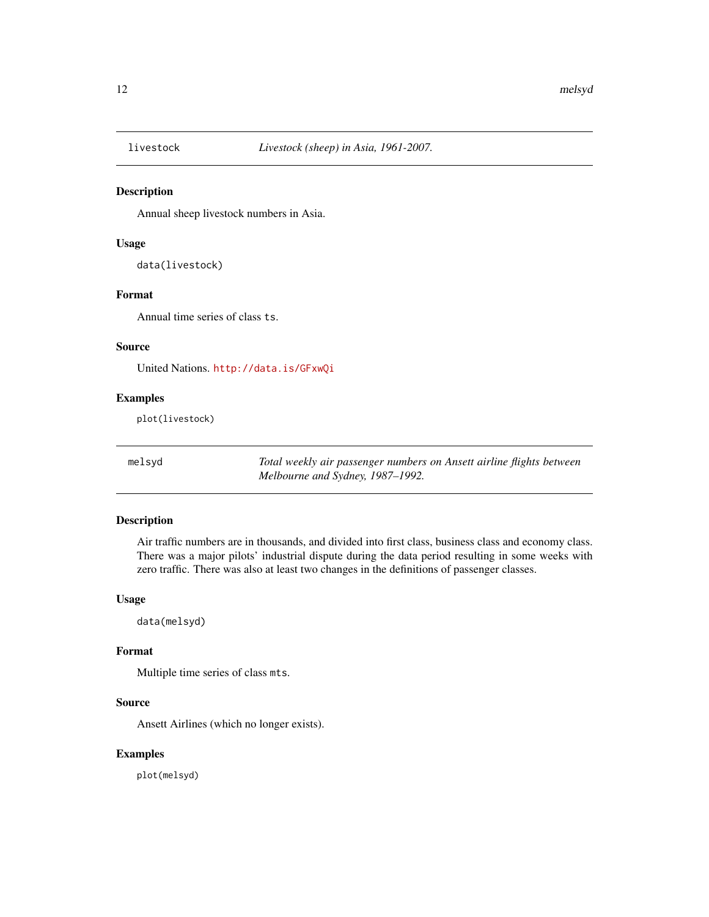## livestock — *Livestock (sheep) in Asia, 1961-2007.*

### Description

Annual sheep livestock numbers in Asia.

### Usage

```
data(livestock)
```

### Format

Annual time series of class `ts`.

### Source

United Nations. http://data.is/GFxwQi

### Examples

```
plot(livestock)
```

## melsyd — *Total weekly air passenger numbers on Ansett airline flights between Melbourne and Sydney, 1987–1992.*

### Description

Air traffic numbers are in thousands, and divided into first class, business class and economy class. There was a major pilots' industrial dispute during the data period resulting in some weeks with zero traffic. There was also at least two changes in the definitions of passenger classes.

### Usage

```
data(melsyd)
```

### Format

Multiple time series of class `mts`.

### Source

Ansett Airlines (which no longer exists).

### Examples

```
plot(melsyd)
```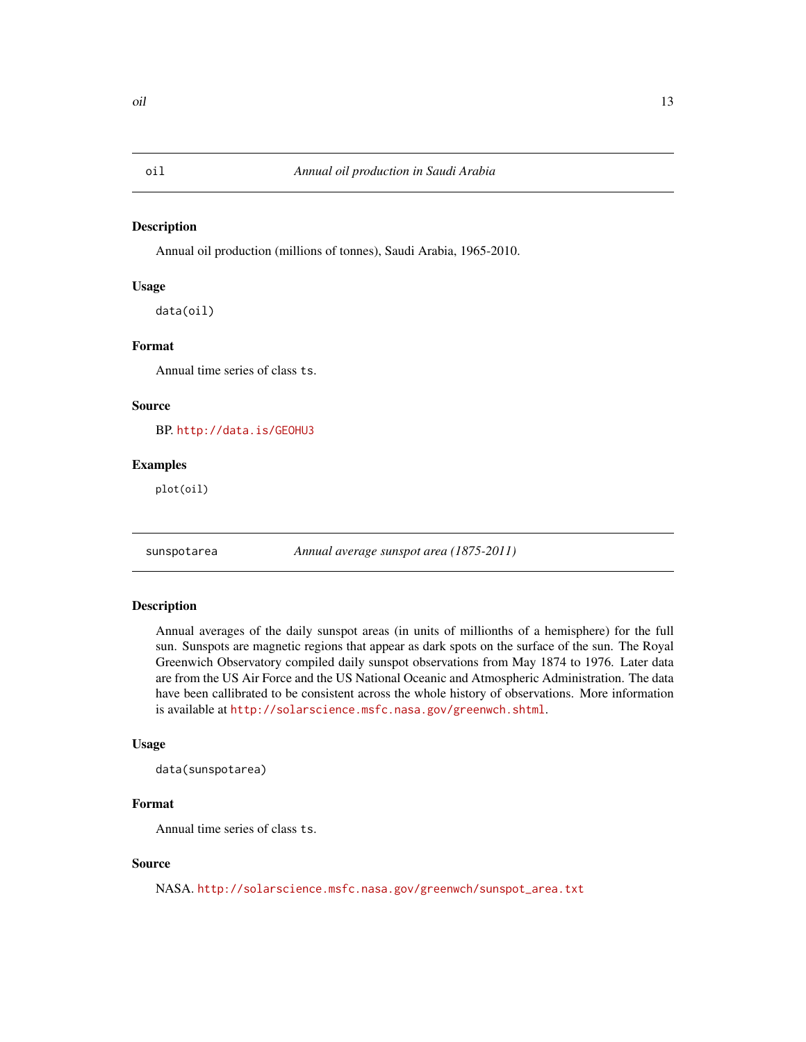## oil — *Annual oil production in Saudi Arabia*

### Description

Annual oil production (millions of tonnes), Saudi Arabia, 1965-2010.

### Usage

```
data(oil)
```

### Format

Annual time series of class `ts`.

### Source

BP. http://data.is/GEOHU3

### Examples

```
plot(oil)
```

## sunspotarea — *Annual average sunspot area (1875-2011)*

### Description

Annual averages of the daily sunspot areas (in units of millionths of a hemisphere) for the full sun. Sunspots are magnetic regions that appear as dark spots on the surface of the sun. The Royal Greenwich Observatory compiled daily sunspot observations from May 1874 to 1976. Later data are from the US Air Force and the US National Oceanic and Atmospheric Administration. The data have been callibrated to be consistent across the whole history of observations. More information is available at http://solarscience.msfc.nasa.gov/greenwch.shtml.

### Usage

```
data(sunspotarea)
```

### Format

Annual time series of class `ts`.

### Source

NASA. http://solarscience.msfc.nasa.gov/greenwch/sunspot_area.txt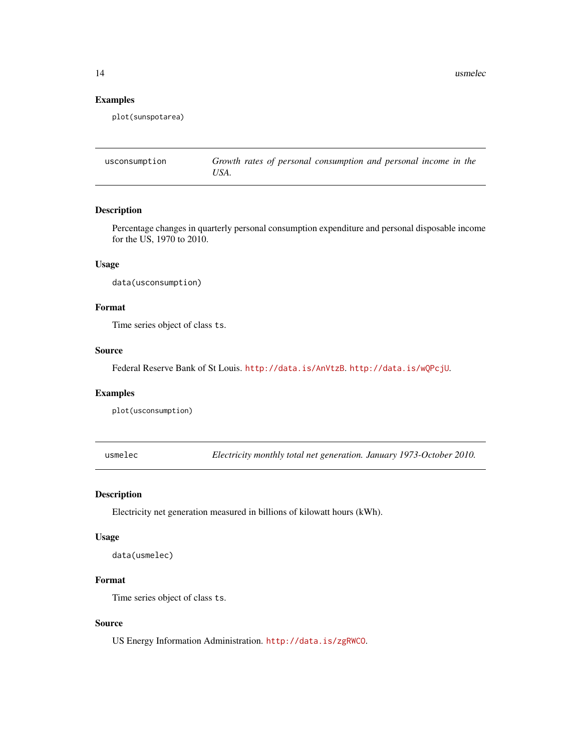### Examples

```
plot(sunspotarea)
```

---

## usconsumption — *Growth rates of personal consumption and personal income in the USA.*

### Description

Percentage changes in quarterly personal consumption expenditure and personal disposable income for the US, 1970 to 2010.

### Usage

```
data(usconsumption)
```

### Format

Time series object of class `ts`.

### Source

Federal Reserve Bank of St Louis. http://data.is/AnVtzB. http://data.is/wQPcjU.

### Examples

```
plot(usconsumption)
```

---

## usmelec — *Electricity monthly total net generation. January 1973-October 2010.*

### Description

Electricity net generation measured in billions of kilowatt hours (kWh).

### Usage

```
data(usmelec)
```

### Format

Time series object of class `ts`.

### Source

US Energy Information Administration. http://data.is/zgRWCO.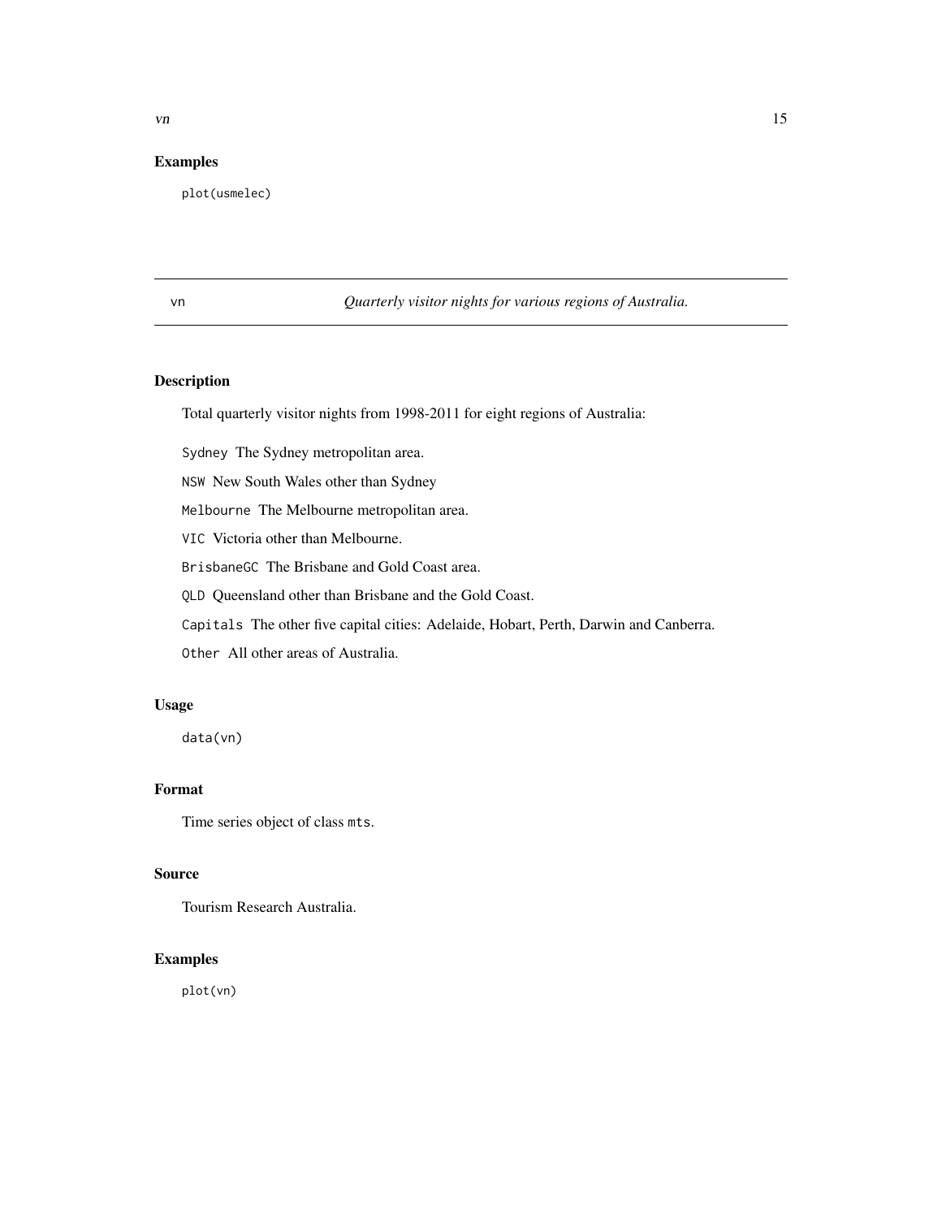## Examples

```
plot(usmelec)
```

---

vn *Quarterly visitor nights for various regions of Australia.*

---

## Description

Total quarterly visitor nights from 1998-2011 for eight regions of Australia:

`Sydney` The Sydney metropolitan area.

`NSW` New South Wales other than Sydney

`Melbourne` The Melbourne metropolitan area.

`VIC` Victoria other than Melbourne.

`BrisbaneGC` The Brisbane and Gold Coast area.

`QLD` Queensland other than Brisbane and the Gold Coast.

`Capitals` The other five capital cities: Adelaide, Hobart, Perth, Darwin and Canberra.

`Other` All other areas of Australia.

## Usage

```
data(vn)
```

## Format

Time series object of class `mts`.

## Source

Tourism Research Australia.

## Examples

```
plot(vn)
```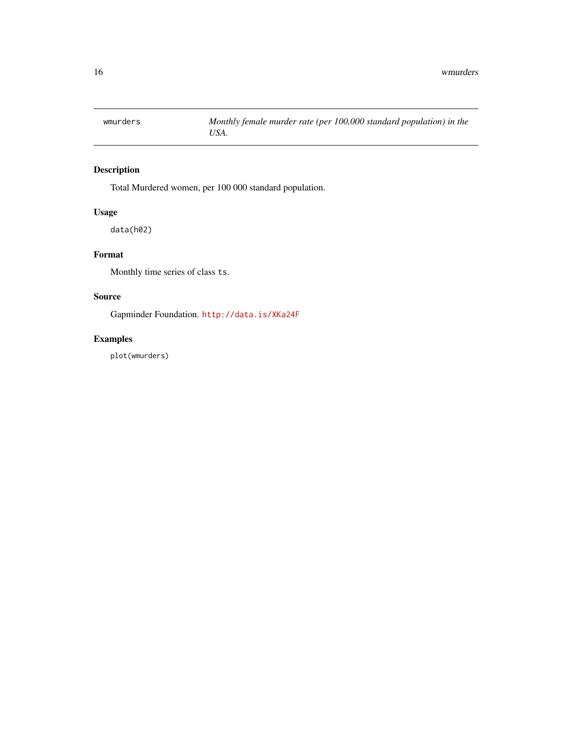| wmurders | *Monthly female murder rate (per 100,000 standard population) in the USA.* |
|---|---|

## Description

Total Murdered women, per 100 000 standard population.

## Usage

```
data(h02)
```

## Format

Monthly time series of class `ts`.

## Source

Gapminder Foundation. http://data.is/XKa24F

## Examples

```
plot(wmurders)
```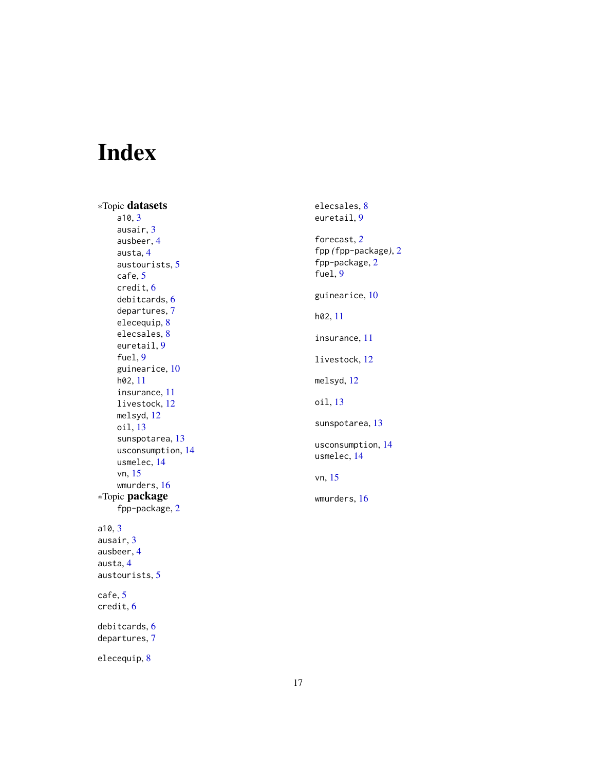# Index

*Topic **datasets**
- a10, 3
- ausair, 3
- ausbeer, 4
- austa, 4
- austourists, 5
- cafe, 5
- credit, 6
- debitcards, 6
- departures, 7
- elecequip, 8
- elecsales, 8
- euretail, 9
- fuel, 9
- guinearice, 10
- h02, 11
- insurance, 11
- livestock, 12
- melsyd, 12
- oil, 13
- sunspotarea, 13
- usconsumption, 14
- usmelec, 14
- vn, 15
- wmurders, 16

*Topic **package**
- fpp-package, 2

a10, 3
ausair, 3
ausbeer, 4
austa, 4
austourists, 5

cafe, 5
credit, 6

debitcards, 6
departures, 7

elecequip, 8
elecsales, 8
euretail, 9

forecast, *2*
fpp *(*fpp-package*)*, 2
fpp-package, 2
fuel, 9

guinearice, 10

h02, 11

insurance, 11

livestock, 12

melsyd, 12

oil, 13

sunspotarea, 13

usconsumption, 14
usmelec, 14

vn, 15

wmurders, 16